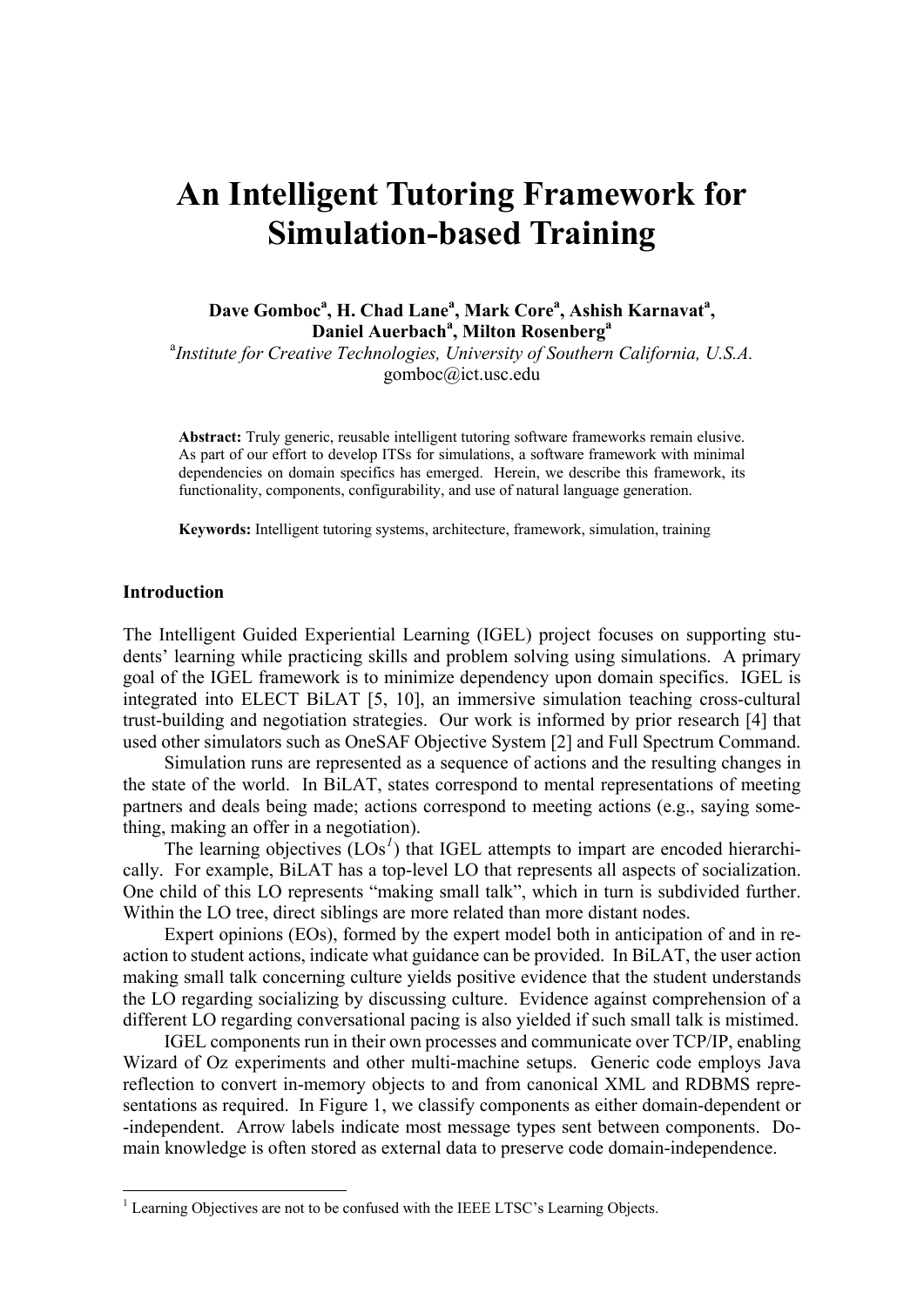# An Intelligent Tutoring Framework for Simulation-based Training

**Dave Gomboc[a], H. Chad Lane[a], Mark Core[a], Ashish Karnavat[a], Daniel Auerbach[a], Milton Rosenberg[a]**

[a]*Institute for Creative Technologies, University of Southern California, U.S.A.*
gomboc@ict.usc.edu

**Abstract:** Truly generic, reusable intelligent tutoring software frameworks remain elusive. As part of our effort to develop ITSs for simulations, a software framework with minimal dependencies on domain specifics has emerged. Herein, we describe this framework, its functionality, components, configurability, and use of natural language generation.

**Keywords:** Intelligent tutoring systems, architecture, framework, simulation, training

### Introduction

The Intelligent Guided Experiential Learning (IGEL) project focuses on supporting students' learning while practicing skills and problem solving using simulations. A primary goal of the IGEL framework is to minimize dependency upon domain specifics. IGEL is integrated into ELECT BiLAT [5, 10], an immersive simulation teaching cross-cultural trust-building and negotiation strategies. Our work is informed by prior research [4] that used other simulators such as OneSAF Objective System [2] and Full Spectrum Command.

Simulation runs are represented as a sequence of actions and the resulting changes in the state of the world. In BiLAT, states correspond to mental representations of meeting partners and deals being made; actions correspond to meeting actions (e.g., saying something, making an offer in a negotiation).

The learning objectives (LOs[1]) that IGEL attempts to impart are encoded hierarchically. For example, BiLAT has a top-level LO that represents all aspects of socialization. One child of this LO represents "making small talk", which in turn is subdivided further. Within the LO tree, direct siblings are more related than more distant nodes.

Expert opinions (EOs), formed by the expert model both in anticipation of and in reaction to student actions, indicate what guidance can be provided. In BiLAT, the user action making small talk concerning culture yields positive evidence that the student understands the LO regarding socializing by discussing culture. Evidence against comprehension of a different LO regarding conversational pacing is also yielded if such small talk is mistimed.

IGEL components run in their own processes and communicate over TCP/IP, enabling Wizard of Oz experiments and other multi-machine setups. Generic code employs Java reflection to convert in-memory objects to and from canonical XML and RDBMS representations as required. In Figure 1, we classify components as either domain-dependent or -independent. Arrow labels indicate most message types sent between components. Domain knowledge is often stored as external data to preserve code domain-independence.

---

[1] Learning Objectives are not to be confused with the IEEE LTSC's Learning Objects.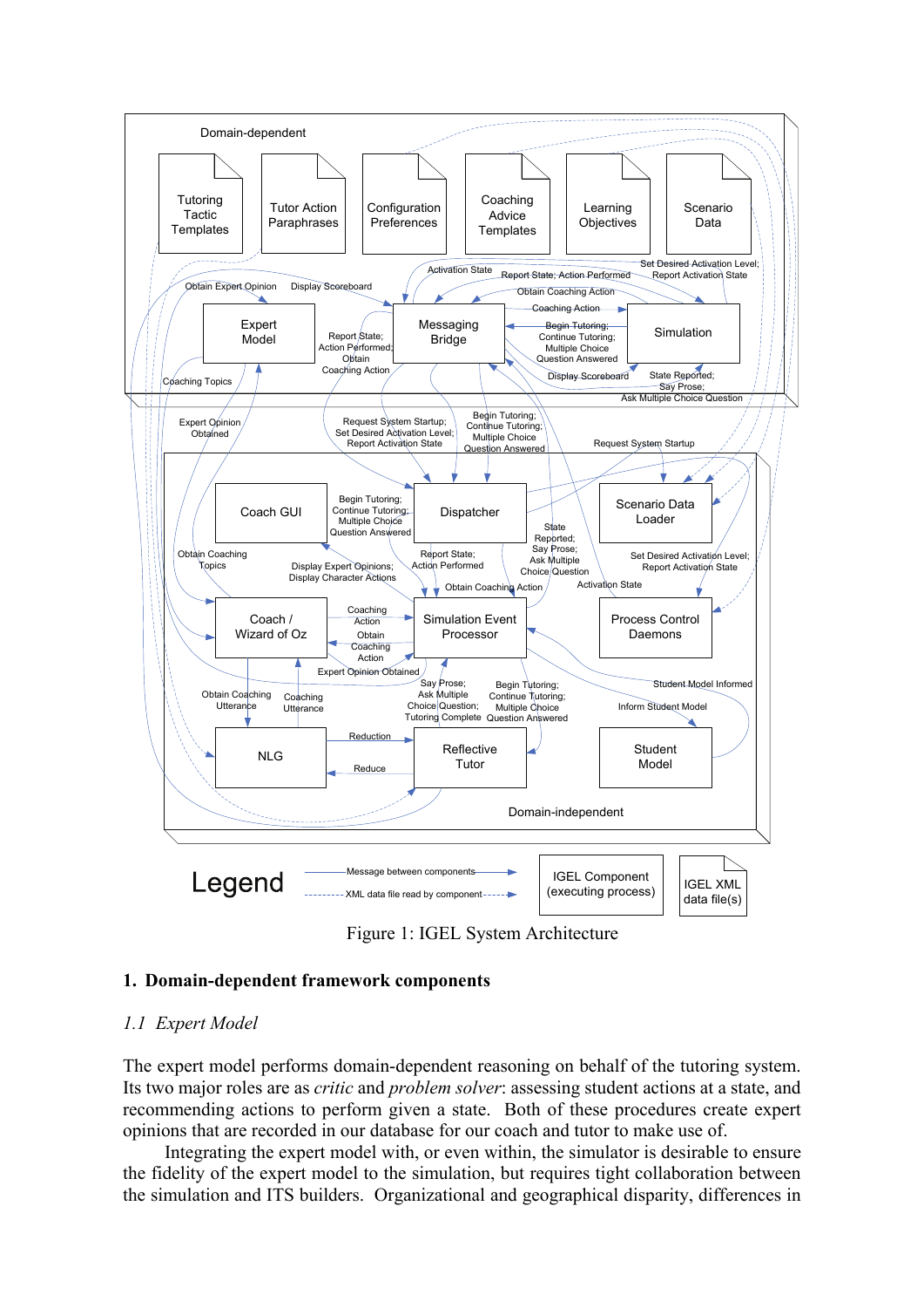Figure 1: IGEL System Architecture

## 1. Domain-dependent framework components

### *1.1 Expert Model*

The expert model performs domain-dependent reasoning on behalf of the tutoring system. Its two major roles are as *critic* and *problem solver*: assessing student actions at a state, and recommending actions to perform given a state. Both of these procedures create expert opinions that are recorded in our database for our coach and tutor to make use of.

Integrating the expert model with, or even within, the simulator is desirable to ensure the fidelity of the expert model to the simulation, but requires tight collaboration between the simulation and ITS builders. Organizational and geographical disparity, differences in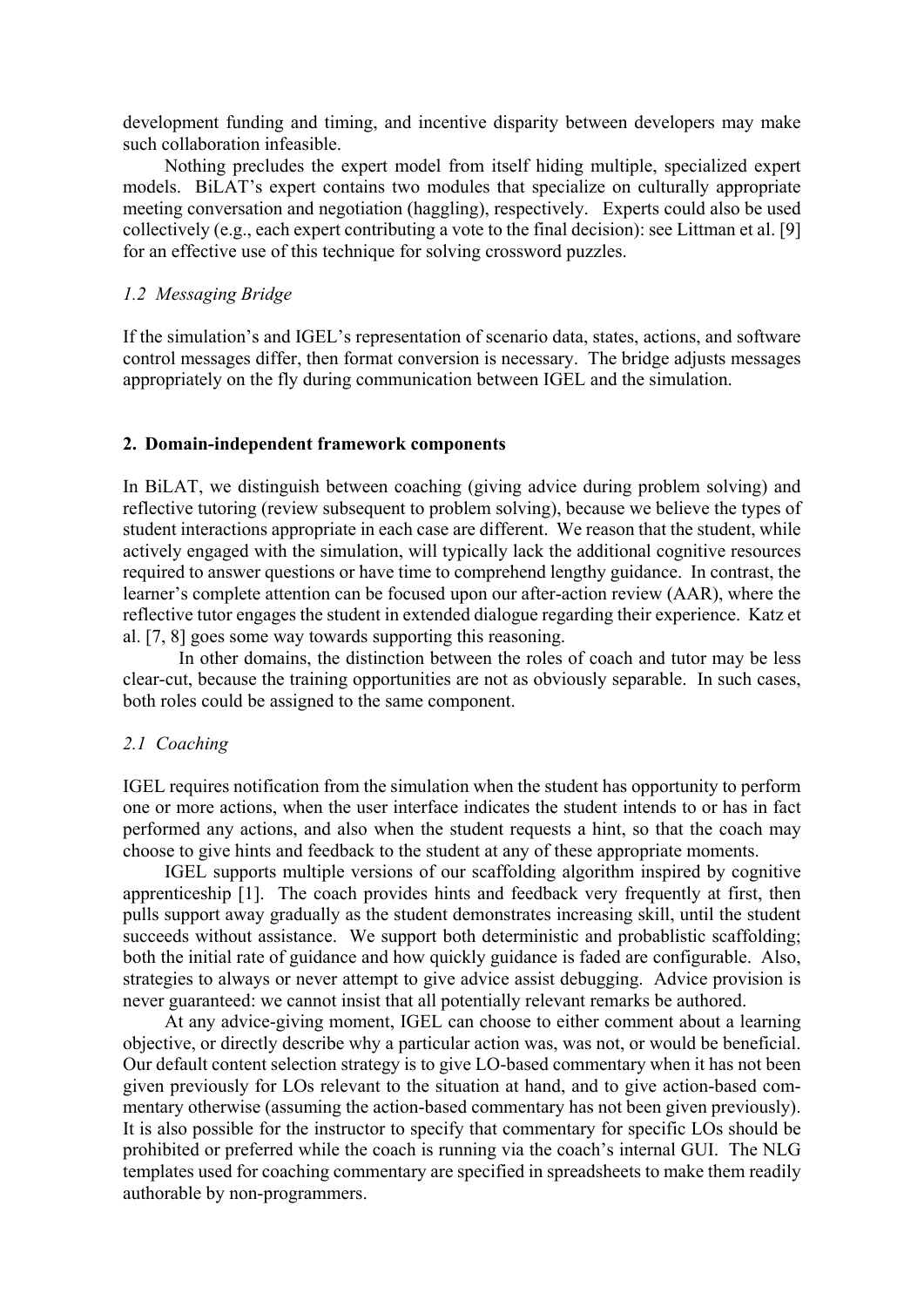development funding and timing, and incentive disparity between developers may make such collaboration infeasible.

Nothing precludes the expert model from itself hiding multiple, specialized expert models. BiLAT's expert contains two modules that specialize on culturally appropriate meeting conversation and negotiation (haggling), respectively. Experts could also be used collectively (e.g., each expert contributing a vote to the final decision): see Littman et al. [9] for an effective use of this technique for solving crossword puzzles.

### *1.2 Messaging Bridge*

If the simulation's and IGEL's representation of scenario data, states, actions, and software control messages differ, then format conversion is necessary. The bridge adjusts messages appropriately on the fly during communication between IGEL and the simulation.

## **2. Domain-independent framework components**

In BiLAT, we distinguish between coaching (giving advice during problem solving) and reflective tutoring (review subsequent to problem solving), because we believe the types of student interactions appropriate in each case are different. We reason that the student, while actively engaged with the simulation, will typically lack the additional cognitive resources required to answer questions or have time to comprehend lengthy guidance. In contrast, the learner's complete attention can be focused upon our after-action review (AAR), where the reflective tutor engages the student in extended dialogue regarding their experience. Katz et al. [7, 8] goes some way towards supporting this reasoning.

In other domains, the distinction between the roles of coach and tutor may be less clear-cut, because the training opportunities are not as obviously separable. In such cases, both roles could be assigned to the same component.

### *2.1 Coaching*

IGEL requires notification from the simulation when the student has opportunity to perform one or more actions, when the user interface indicates the student intends to or has in fact performed any actions, and also when the student requests a hint, so that the coach may choose to give hints and feedback to the student at any of these appropriate moments.

IGEL supports multiple versions of our scaffolding algorithm inspired by cognitive apprenticeship [1]. The coach provides hints and feedback very frequently at first, then pulls support away gradually as the student demonstrates increasing skill, until the student succeeds without assistance. We support both deterministic and probablistic scaffolding; both the initial rate of guidance and how quickly guidance is faded are configurable. Also, strategies to always or never attempt to give advice assist debugging. Advice provision is never guaranteed: we cannot insist that all potentially relevant remarks be authored.

At any advice-giving moment, IGEL can choose to either comment about a learning objective, or directly describe why a particular action was, was not, or would be beneficial. Our default content selection strategy is to give LO-based commentary when it has not been given previously for LOs relevant to the situation at hand, and to give action-based commentary otherwise (assuming the action-based commentary has not been given previously). It is also possible for the instructor to specify that commentary for specific LOs should be prohibited or preferred while the coach is running via the coach's internal GUI. The NLG templates used for coaching commentary are specified in spreadsheets to make them readily authorable by non-programmers.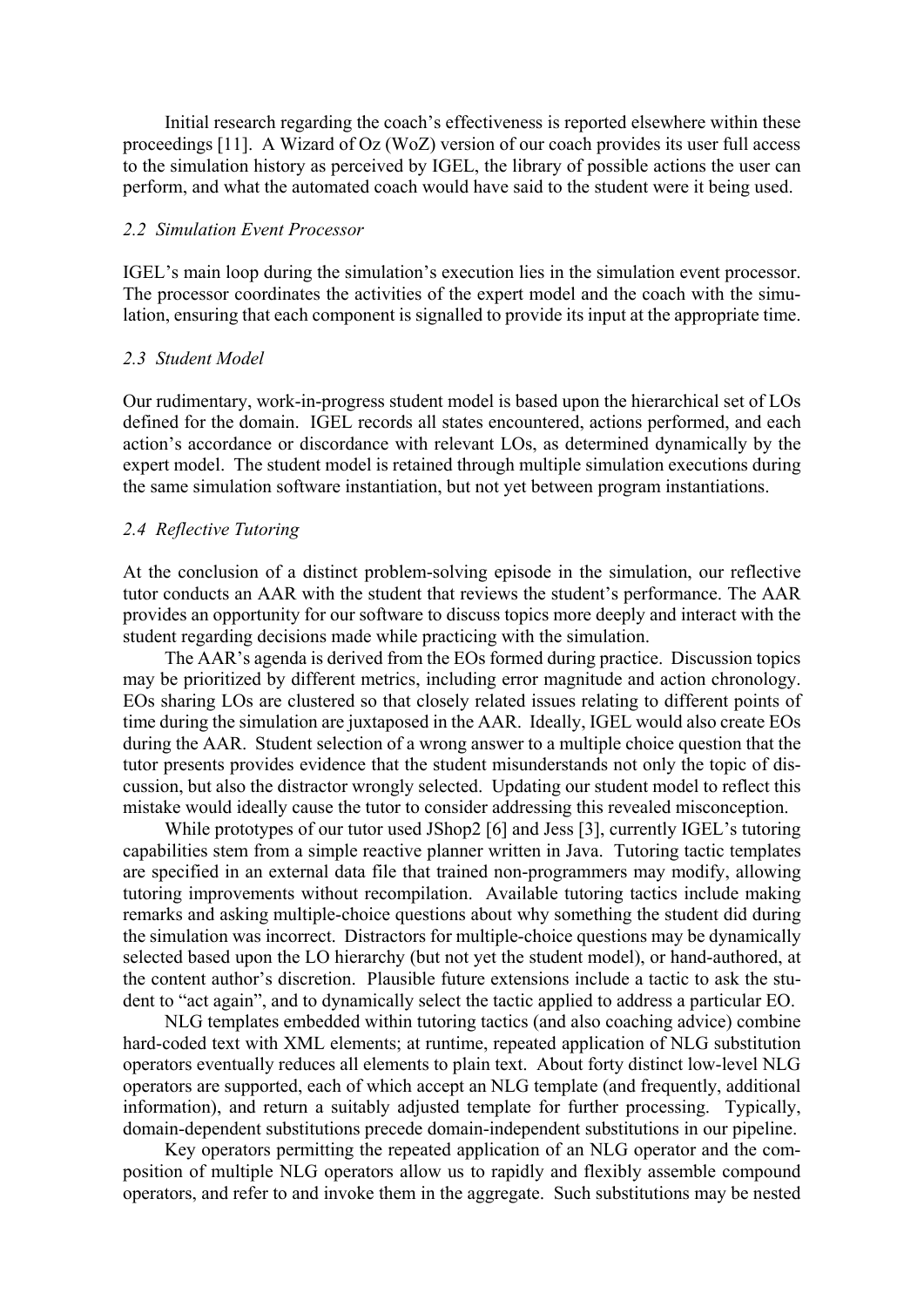Initial research regarding the coach's effectiveness is reported elsewhere within these proceedings [11]. A Wizard of Oz (WoZ) version of our coach provides its user full access to the simulation history as perceived by IGEL, the library of possible actions the user can perform, and what the automated coach would have said to the student were it being used.

### *2.2 Simulation Event Processor*

IGEL's main loop during the simulation's execution lies in the simulation event processor. The processor coordinates the activities of the expert model and the coach with the simulation, ensuring that each component is signalled to provide its input at the appropriate time.

### *2.3 Student Model*

Our rudimentary, work-in-progress student model is based upon the hierarchical set of LOs defined for the domain. IGEL records all states encountered, actions performed, and each action's accordance or discordance with relevant LOs, as determined dynamically by the expert model. The student model is retained through multiple simulation executions during the same simulation software instantiation, but not yet between program instantiations.

### *2.4 Reflective Tutoring*

At the conclusion of a distinct problem-solving episode in the simulation, our reflective tutor conducts an AAR with the student that reviews the student's performance. The AAR provides an opportunity for our software to discuss topics more deeply and interact with the student regarding decisions made while practicing with the simulation.

The AAR's agenda is derived from the EOs formed during practice. Discussion topics may be prioritized by different metrics, including error magnitude and action chronology. EOs sharing LOs are clustered so that closely related issues relating to different points of time during the simulation are juxtaposed in the AAR. Ideally, IGEL would also create EOs during the AAR. Student selection of a wrong answer to a multiple choice question that the tutor presents provides evidence that the student misunderstands not only the topic of discussion, but also the distractor wrongly selected. Updating our student model to reflect this mistake would ideally cause the tutor to consider addressing this revealed misconception.

While prototypes of our tutor used JShop2 [6] and Jess [3], currently IGEL's tutoring capabilities stem from a simple reactive planner written in Java. Tutoring tactic templates are specified in an external data file that trained non-programmers may modify, allowing tutoring improvements without recompilation. Available tutoring tactics include making remarks and asking multiple-choice questions about why something the student did during the simulation was incorrect. Distractors for multiple-choice questions may be dynamically selected based upon the LO hierarchy (but not yet the student model), or hand-authored, at the content author's discretion. Plausible future extensions include a tactic to ask the student to "act again", and to dynamically select the tactic applied to address a particular EO.

NLG templates embedded within tutoring tactics (and also coaching advice) combine hard-coded text with XML elements; at runtime, repeated application of NLG substitution operators eventually reduces all elements to plain text. About forty distinct low-level NLG operators are supported, each of which accept an NLG template (and frequently, additional information), and return a suitably adjusted template for further processing. Typically, domain-dependent substitutions precede domain-independent substitutions in our pipeline.

Key operators permitting the repeated application of an NLG operator and the composition of multiple NLG operators allow us to rapidly and flexibly assemble compound operators, and refer to and invoke them in the aggregate. Such substitutions may be nested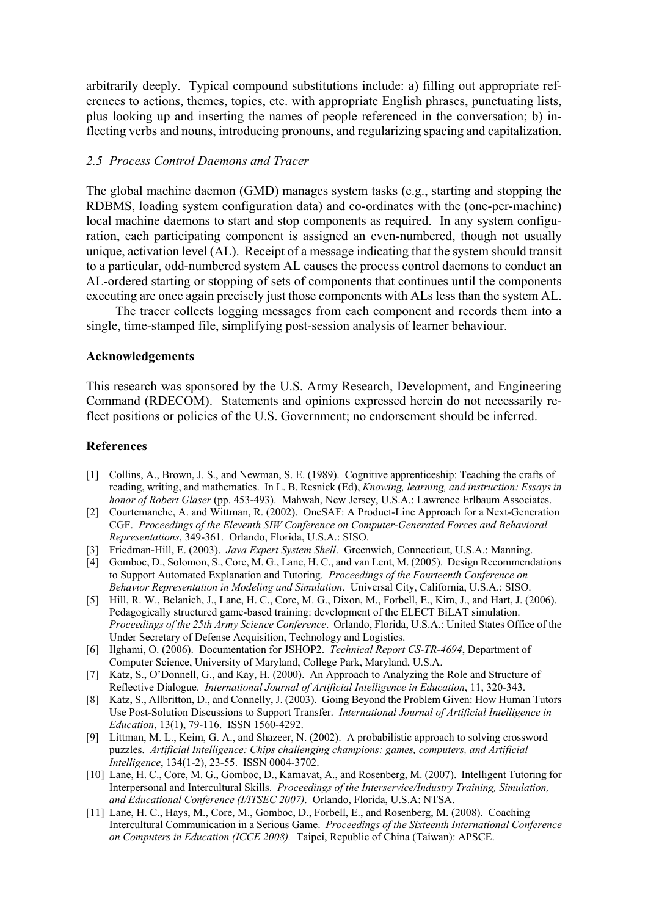arbitrarily deeply. Typical compound substitutions include: a) filling out appropriate references to actions, themes, topics, etc. with appropriate English phrases, punctuating lists, plus looking up and inserting the names of people referenced in the conversation; b) inflecting verbs and nouns, introducing pronouns, and regularizing spacing and capitalization.

### *2.5 Process Control Daemons and Tracer*

The global machine daemon (GMD) manages system tasks (e.g., starting and stopping the RDBMS, loading system configuration data) and co-ordinates with the (one-per-machine) local machine daemons to start and stop components as required. In any system configuration, each participating component is assigned an even-numbered, though not usually unique, activation level (AL). Receipt of a message indicating that the system should transit to a particular, odd-numbered system AL causes the process control daemons to conduct an AL-ordered starting or stopping of sets of components that continues until the components executing are once again precisely just those components with ALs less than the system AL.

The tracer collects logging messages from each component and records them into a single, time-stamped file, simplifying post-session analysis of learner behaviour.

## Acknowledgements

This research was sponsored by the U.S. Army Research, Development, and Engineering Command (RDECOM). Statements and opinions expressed herein do not necessarily reflect positions or policies of the U.S. Government; no endorsement should be inferred.

## References

[1] Collins, A., Brown, J. S., and Newman, S. E. (1989). Cognitive apprenticeship: Teaching the crafts of reading, writing, and mathematics. In L. B. Resnick (Ed), *Knowing, learning, and instruction: Essays in honor of Robert Glaser* (pp. 453-493). Mahwah, New Jersey, U.S.A.: Lawrence Erlbaum Associates.

[2] Courtemanche, A. and Wittman, R. (2002). OneSAF: A Product-Line Approach for a Next-Generation CGF. *Proceedings of the Eleventh SIW Conference on Computer-Generated Forces and Behavioral Representations*, 349-361. Orlando, Florida, U.S.A.: SISO.

[3] Friedman-Hill, E. (2003). *Java Expert System Shell*. Greenwich, Connecticut, U.S.A.: Manning.

[4] Gomboc, D., Solomon, S., Core, M. G., Lane, H. C., and van Lent, M. (2005). Design Recommendations to Support Automated Explanation and Tutoring. *Proceedings of the Fourteenth Conference on Behavior Representation in Modeling and Simulation*. Universal City, California, U.S.A.: SISO.

[5] Hill, R. W., Belanich, J., Lane, H. C., Core, M. G., Dixon, M., Forbell, E., Kim, J., and Hart, J. (2006). Pedagogically structured game-based training: development of the ELECT BiLAT simulation. *Proceedings of the 25th Army Science Conference*. Orlando, Florida, U.S.A.: United States Office of the Under Secretary of Defense Acquisition, Technology and Logistics.

[6] Ilghami, O. (2006). Documentation for JSHOP2. *Technical Report CS-TR-4694*, Department of Computer Science, University of Maryland, College Park, Maryland, U.S.A.

[7] Katz, S., O'Donnell, G., and Kay, H. (2000). An Approach to Analyzing the Role and Structure of Reflective Dialogue. *International Journal of Artificial Intelligence in Education*, 11, 320-343.

[8] Katz, S., Allbritton, D., and Connelly, J. (2003). Going Beyond the Problem Given: How Human Tutors Use Post-Solution Discussions to Support Transfer. *International Journal of Artificial Intelligence in Education*, 13(1), 79-116. ISSN 1560-4292.

[9] Littman, M. L., Keim, G. A., and Shazeer, N. (2002). A probabilistic approach to solving crossword puzzles. *Artificial Intelligence: Chips challenging champions: games, computers, and Artificial Intelligence*, 134(1-2), 23-55. ISSN 0004-3702.

[10] Lane, H. C., Core, M. G., Gomboc, D., Karnavat, A., and Rosenberg, M. (2007). Intelligent Tutoring for Interpersonal and Intercultural Skills. *Proceedings of the Interservice/Industry Training, Simulation, and Educational Conference (I/ITSEC 2007)*. Orlando, Florida, U.S.A: NTSA.

[11] Lane, H. C., Hays, M., Core, M., Gomboc, D., Forbell, E., and Rosenberg, M. (2008). Coaching Intercultural Communication in a Serious Game. *Proceedings of the Sixteenth International Conference on Computers in Education (ICCE 2008).* Taipei, Republic of China (Taiwan): APSCE.